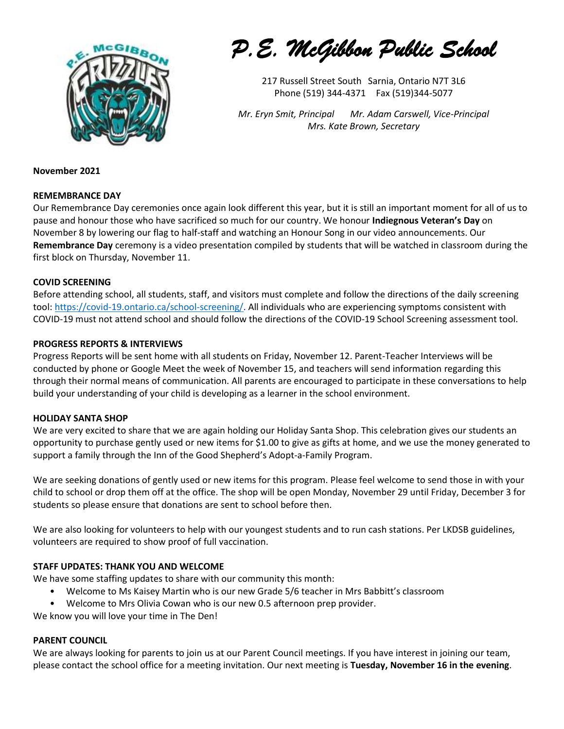# *P.E. McGibbon Public School*

217 Russell Street South Sarnia, Ontario N7T 3L6
Phone (519) 344-4371 Fax (519)344-5077

*Mr. Eryn Smit, Principal Mr. Adam Carswell, Vice-Principal*
*Mrs. Kate Brown, Secretary*

**November 2021**

**REMEMBRANCE DAY**

Our Remembrance Day ceremonies once again look different this year, but it is still an important moment for all of us to pause and honour those who have sacrificed so much for our country. We honour **Indiegnous Veteran's Day** on November 8 by lowering our flag to half-staff and watching an Honour Song in our video announcements. Our **Remembrance Day** ceremony is a video presentation compiled by students that will be watched in classroom during the first block on Thursday, November 11.

**COVID SCREENING**

Before attending school, all students, staff, and visitors must complete and follow the directions of the daily screening tool: https://covid-19.ontario.ca/school-screening/. All individuals who are experiencing symptoms consistent with COVID-19 must not attend school and should follow the directions of the COVID-19 School Screening assessment tool.

**PROGRESS REPORTS & INTERVIEWS**

Progress Reports will be sent home with all students on Friday, November 12. Parent-Teacher Interviews will be conducted by phone or Google Meet the week of November 15, and teachers will send information regarding this through their normal means of communication. All parents are encouraged to participate in these conversations to help build your understanding of your child is developing as a learner in the school environment.

**HOLIDAY SANTA SHOP**

We are very excited to share that we are again holding our Holiday Santa Shop. This celebration gives our students an opportunity to purchase gently used or new items for $1.00 to give as gifts at home, and we use the money generated to support a family through the Inn of the Good Shepherd's Adopt-a-Family Program.

We are seeking donations of gently used or new items for this program. Please feel welcome to send those in with your child to school or drop them off at the office. The shop will be open Monday, November 29 until Friday, December 3 for students so please ensure that donations are sent to school before then.

We are also looking for volunteers to help with our youngest students and to run cash stations. Per LKDSB guidelines, volunteers are required to show proof of full vaccination.

**STAFF UPDATES: THANK YOU AND WELCOME**

We have some staffing updates to share with our community this month:

- Welcome to Ms Kaisey Martin who is our new Grade 5/6 teacher in Mrs Babbitt's classroom
- Welcome to Mrs Olivia Cowan who is our new 0.5 afternoon prep provider.

We know you will love your time in The Den!

**PARENT COUNCIL**

We are always looking for parents to join us at our Parent Council meetings. If you have interest in joining our team, please contact the school office for a meeting invitation. Our next meeting is **Tuesday, November 16 in the evening**.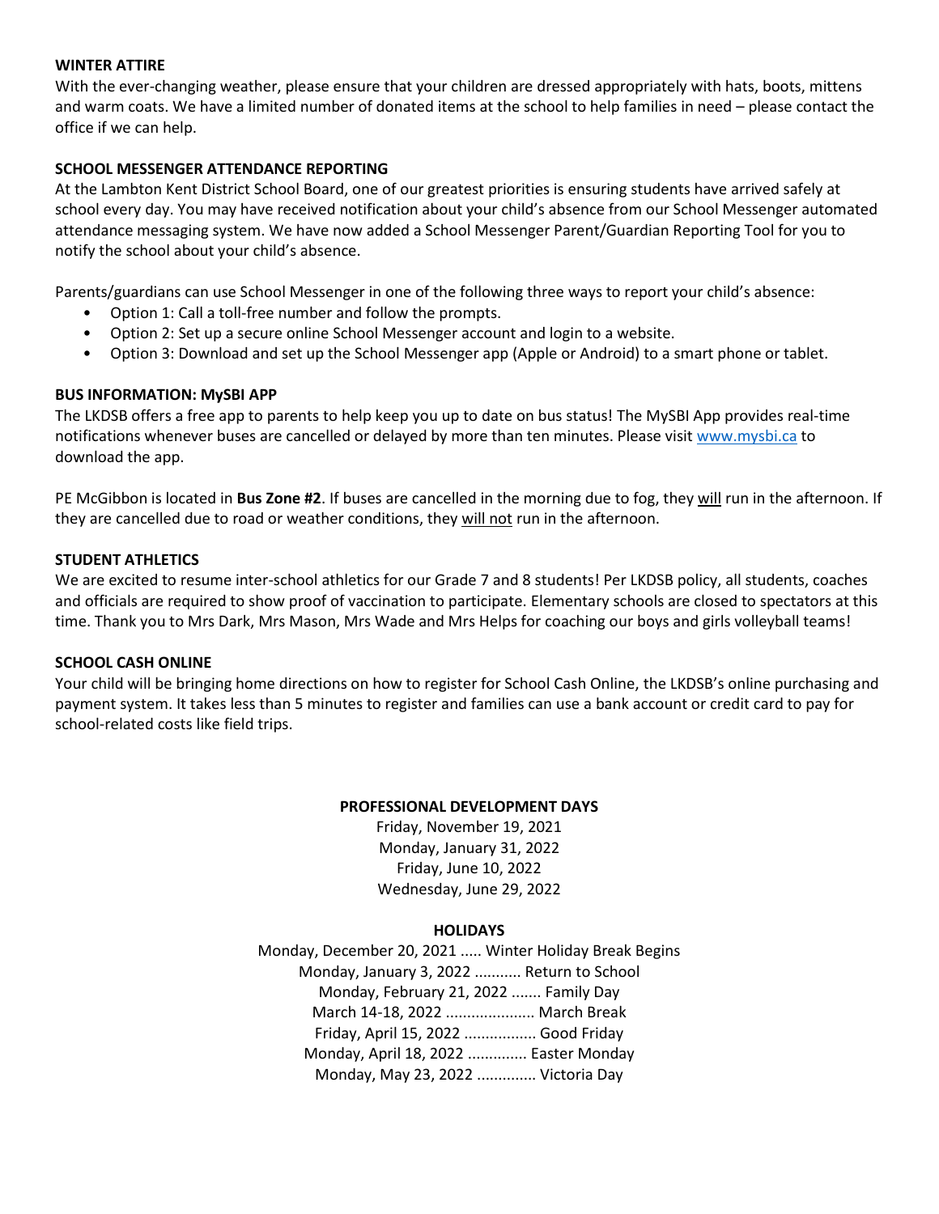## WINTER ATTIRE

With the ever-changing weather, please ensure that your children are dressed appropriately with hats, boots, mittens and warm coats. We have a limited number of donated items at the school to help families in need – please contact the office if we can help.

## SCHOOL MESSENGER ATTENDANCE REPORTING

At the Lambton Kent District School Board, one of our greatest priorities is ensuring students have arrived safely at school every day. You may have received notification about your child's absence from our School Messenger automated attendance messaging system. We have now added a School Messenger Parent/Guardian Reporting Tool for you to notify the school about your child's absence.

Parents/guardians can use School Messenger in one of the following three ways to report your child's absence:

- Option 1: Call a toll-free number and follow the prompts.
- Option 2: Set up a secure online School Messenger account and login to a website.
- Option 3: Download and set up the School Messenger app (Apple or Android) to a smart phone or tablet.

## BUS INFORMATION: MySBI APP

The LKDSB offers a free app to parents to help keep you up to date on bus status! The MySBI App provides real-time notifications whenever buses are cancelled or delayed by more than ten minutes. Please visit [www.mysbi.ca](http://www.mysbi.ca) to download the app.

PE McGibbon is located in **Bus Zone #2**. If buses are cancelled in the morning due to fog, they will run in the afternoon. If they are cancelled due to road or weather conditions, they will not run in the afternoon.

## STUDENT ATHLETICS

We are excited to resume inter-school athletics for our Grade 7 and 8 students! Per LKDSB policy, all students, coaches and officials are required to show proof of vaccination to participate. Elementary schools are closed to spectators at this time. Thank you to Mrs Dark, Mrs Mason, Mrs Wade and Mrs Helps for coaching our boys and girls volleyball teams!

## SCHOOL CASH ONLINE

Your child will be bringing home directions on how to register for School Cash Online, the LKDSB's online purchasing and payment system. It takes less than 5 minutes to register and families can use a bank account or credit card to pay for school-related costs like field trips.

## PROFESSIONAL DEVELOPMENT DAYS

Friday, November 19, 2021
Monday, January 31, 2022
Friday, June 10, 2022
Wednesday, June 29, 2022

## HOLIDAYS

Monday, December 20, 2021 ..... Winter Holiday Break Begins
Monday, January 3, 2022 ........... Return to School
Monday, February 21, 2022 ....... Family Day
March 14-18, 2022 ..................... March Break
Friday, April 15, 2022 ................. Good Friday
Monday, April 18, 2022 .............. Easter Monday
Monday, May 23, 2022 .............. Victoria Day